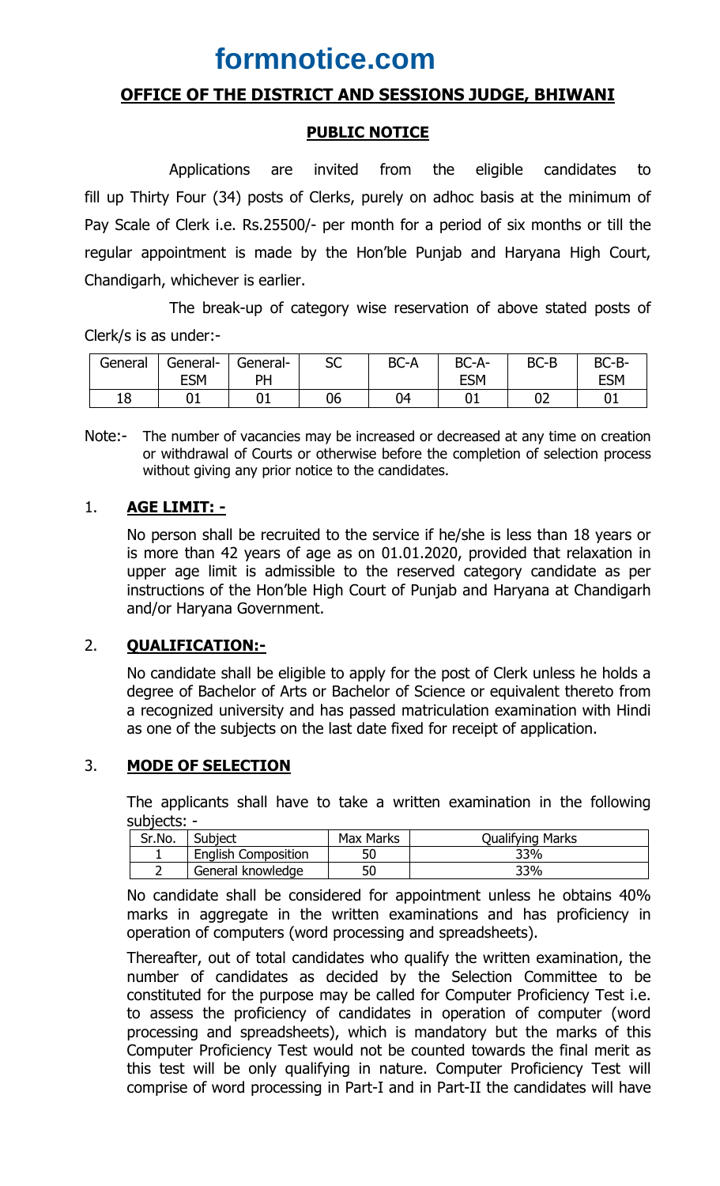# formnotice.com

## OFFICE OF THE DISTRICT AND SESSIONS JUDGE, BHIWANI

### PUBLIC NOTICE

Applications are invited from the eligible candidates to fill up Thirty Four (34) posts of Clerks, purely on adhoc basis at the minimum of Pay Scale of Clerk i.e. Rs.25500/- per month for a period of six months or till the regular appointment is made by the Hon'ble Punjab and Haryana High Court, Chandigarh, whichever is earlier.

The break-up of category wise reservation of above stated posts of Clerk/s is as under:-

| General | General-ESM | General-PH | SC | BC-A | BC-A-ESM | BC-B | BC-B-ESM |
|---|---|---|---|---|---|---|---|
| 18 | 01 | 01 | 06 | 04 | 01 | 02 | 01 |

Note:- The number of vacancies may be increased or decreased at any time on creation or withdrawal of Courts or otherwise before the completion of selection process without giving any prior notice to the candidates.

1. **AGE LIMIT: -**

   No person shall be recruited to the service if he/she is less than 18 years or is more than 42 years of age as on 01.01.2020, provided that relaxation in upper age limit is admissible to the reserved category candidate as per instructions of the Hon'ble High Court of Punjab and Haryana at Chandigarh and/or Haryana Government.

2. **QUALIFICATION:-**

   No candidate shall be eligible to apply for the post of Clerk unless he holds a degree of Bachelor of Arts or Bachelor of Science or equivalent thereto from a recognized university and has passed matriculation examination with Hindi as one of the subjects on the last date fixed for receipt of application.

3. **MODE OF SELECTION**

   The applicants shall have to take a written examination in the following subjects: -

| Sr.No. | Subject | Max Marks | Qualifying Marks |
|---|---|---|---|
| 1 | English Composition | 50 | 33% |
| 2 | General knowledge | 50 | 33% |

No candidate shall be considered for appointment unless he obtains 40% marks in aggregate in the written examinations and has proficiency in operation of computers (word processing and spreadsheets).

Thereafter, out of total candidates who qualify the written examination, the number of candidates as decided by the Selection Committee to be constituted for the purpose may be called for Computer Proficiency Test i.e. to assess the proficiency of candidates in operation of computer (word processing and spreadsheets), which is mandatory but the marks of this Computer Proficiency Test would not be counted towards the final merit as this test will be only qualifying in nature. Computer Proficiency Test will comprise of word processing in Part-I and in Part-II the candidates will have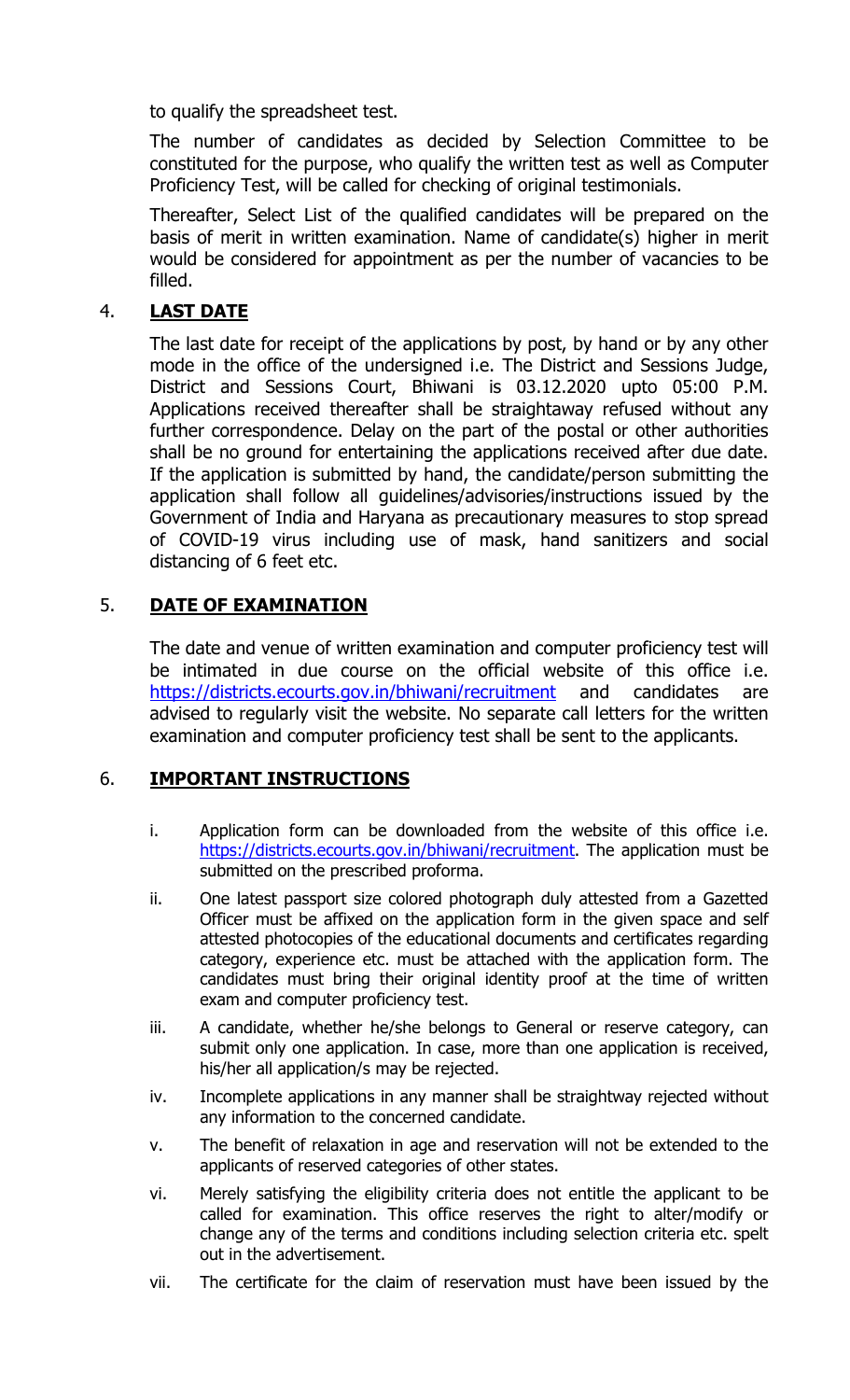to qualify the spreadsheet test.

The number of candidates as decided by Selection Committee to be constituted for the purpose, who qualify the written test as well as Computer Proficiency Test, will be called for checking of original testimonials.

Thereafter, Select List of the qualified candidates will be prepared on the basis of merit in written examination. Name of candidate(s) higher in merit would be considered for appointment as per the number of vacancies to be filled.

## 4. **LAST DATE**

The last date for receipt of the applications by post, by hand or by any other mode in the office of the undersigned i.e. The District and Sessions Judge, District and Sessions Court, Bhiwani is 03.12.2020 upto 05:00 P.M. Applications received thereafter shall be straightaway refused without any further correspondence. Delay on the part of the postal or other authorities shall be no ground for entertaining the applications received after due date. If the application is submitted by hand, the candidate/person submitting the application shall follow all guidelines/advisories/instructions issued by the Government of India and Haryana as precautionary measures to stop spread of COVID-19 virus including use of mask, hand sanitizers and social distancing of 6 feet etc.

## 5. **DATE OF EXAMINATION**

The date and venue of written examination and computer proficiency test will be intimated in due course on the official website of this office i.e. https://districts.ecourts.gov.in/bhiwani/recruitment and candidates are advised to regularly visit the website. No separate call letters for the written examination and computer proficiency test shall be sent to the applicants.

## 6. **IMPORTANT INSTRUCTIONS**

i. Application form can be downloaded from the website of this office i.e. https://districts.ecourts.gov.in/bhiwani/recruitment. The application must be submitted on the prescribed proforma.

ii. One latest passport size colored photograph duly attested from a Gazetted Officer must be affixed on the application form in the given space and self attested photocopies of the educational documents and certificates regarding category, experience etc. must be attached with the application form. The candidates must bring their original identity proof at the time of written exam and computer proficiency test.

iii. A candidate, whether he/she belongs to General or reserve category, can submit only one application. In case, more than one application is received, his/her all application/s may be rejected.

iv. Incomplete applications in any manner shall be straightway rejected without any information to the concerned candidate.

v. The benefit of relaxation in age and reservation will not be extended to the applicants of reserved categories of other states.

vi. Merely satisfying the eligibility criteria does not entitle the applicant to be called for examination. This office reserves the right to alter/modify or change any of the terms and conditions including selection criteria etc. spelt out in the advertisement.

vii. The certificate for the claim of reservation must have been issued by the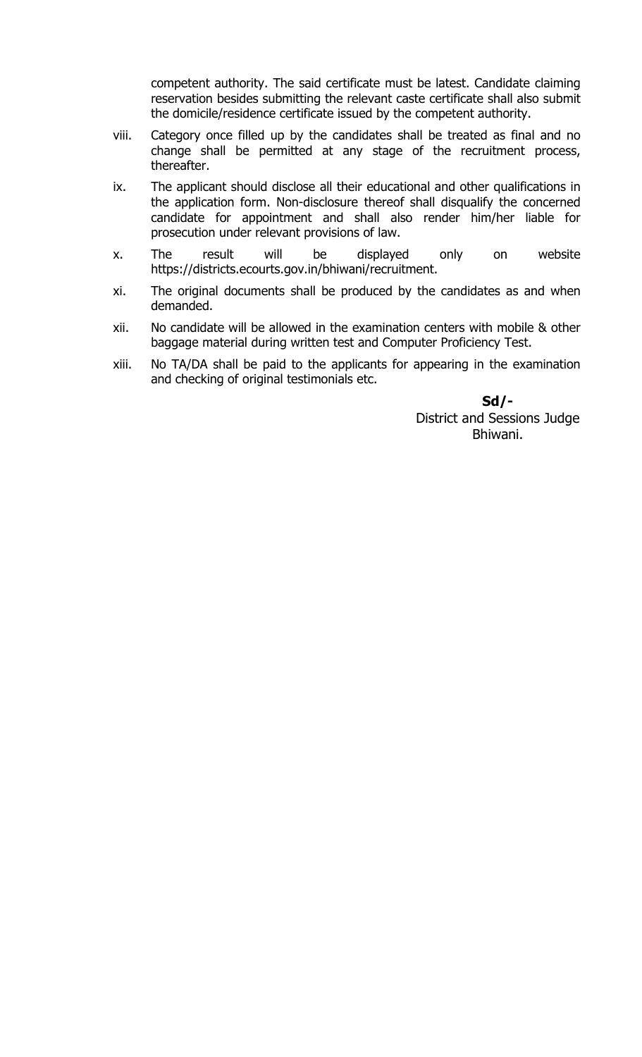competent authority. The said certificate must be latest. Candidate claiming reservation besides submitting the relevant caste certificate shall also submit the domicile/residence certificate issued by the competent authority.

viii. Category once filled up by the candidates shall be treated as final and no change shall be permitted at any stage of the recruitment process, thereafter.

ix. The applicant should disclose all their educational and other qualifications in the application form. Non-disclosure thereof shall disqualify the concerned candidate for appointment and shall also render him/her liable for prosecution under relevant provisions of law.

x. The result will be displayed only on website https://districts.ecourts.gov.in/bhiwani/recruitment.

xi. The original documents shall be produced by the candidates as and when demanded.

xii. No candidate will be allowed in the examination centers with mobile & other baggage material during written test and Computer Proficiency Test.

xiii. No TA/DA shall be paid to the applicants for appearing in the examination and checking of original testimonials etc.

**Sd/-**
District and Sessions Judge
Bhiwani.